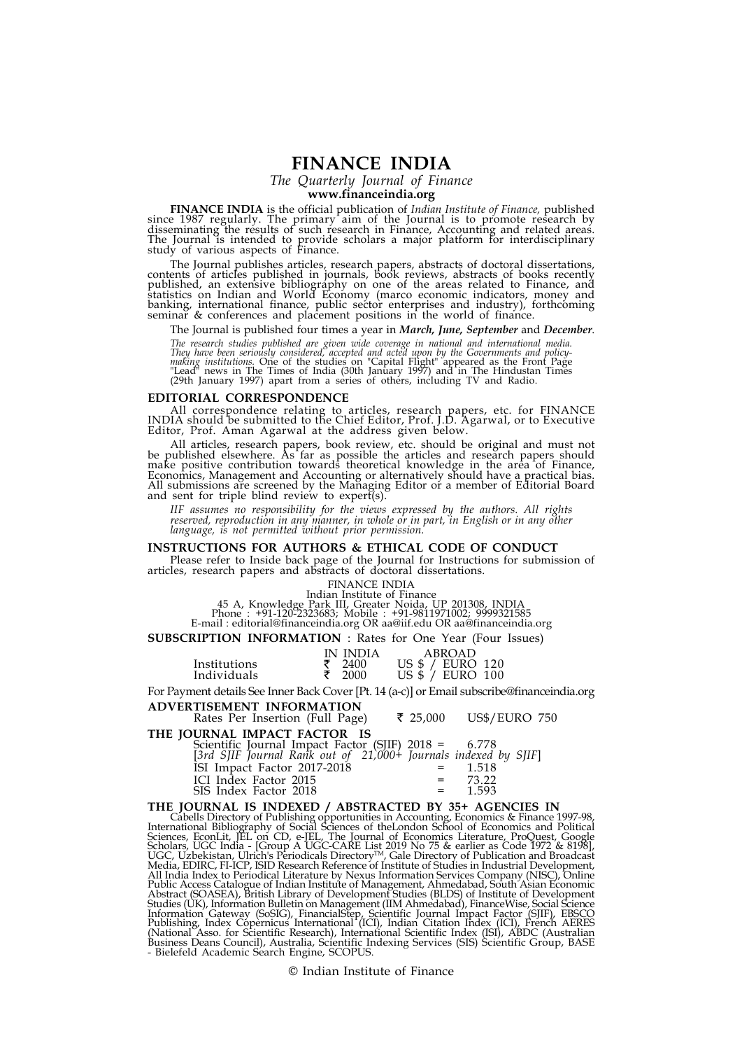# FINANCE INDIA

*The Quarterly Journal of Finance*

**www.financeindia.org**

**FINANCE INDIA** is the official publication of *Indian Institute of Finance,* published since 1987 regularly. The primary aim of the Journal is to promote research by disseminating the results of such research in Finance, Accounting and related areas. The Journal is intended to provide scholars a major platform for interdisciplinary study of various aspects of Finance.

The Journal publishes articles, research papers, abstracts of doctoral dissertations, contents of articles published in journals, book reviews, abstracts of books recently published, an extensive bibliography on one of the areas related to Finance, and statistics on Indian and World Economy (marco economic indicators, money and banking, international finance, public sector enterprises and industry), forthcoming seminar & conferences and placement positions in the world of finance.

The Journal is published four times a year in ***March, June, September*** and ***December***.

*The research studies published are given wide coverage in national and international media. They have been seriously considered, accepted and acted upon by the Governments and policy-making institutions.* One of the studies on "Capital Flight" appeared as the Front Page "Lead" news in The Times of India (30th January 1997) and in The Hindustan Times (29th January 1997) apart from a series of others, including TV and Radio.

**EDITORIAL CORRESPONDENCE**

All correspondence relating to articles, research papers, etc. for FINANCE INDIA should be submitted to the Chief Editor, Prof. J.D. Agarwal, or to Executive Editor, Prof. Aman Agarwal at the address given below.

All articles, research papers, book review, etc. should be original and must not be published elsewhere. As far as possible the articles and research papers should make positive contribution towards theoretical knowledge in the area of Finance, Economics, Management and Accounting or alternatively should have a practical bias. All submissions are screened by the Managing Editor or a member of Editorial Board and sent for triple blind review to expert(s).

*IIF assumes no responsibility for the views expressed by the authors. All rights reserved, reproduction in any manner, in whole or in part, in English or in any other language, is not permitted without prior permission.*

**INSTRUCTIONS FOR AUTHORS & ETHICAL CODE OF CONDUCT**

Please refer to Inside back page of the Journal for Instructions for submission of articles, research papers and abstracts of doctoral dissertations.

FINANCE INDIA
Indian Institute of Finance
45 A, Knowledge Park III, Greater Noida, UP 201308, INDIA
Phone : +91-120-2323683; Mobile : +91-9811971002; 9999321585
E-mail : editorial@financeindia.org OR aa@iif.edu OR aa@financeindia.org

**SUBSCRIPTION INFORMATION** : Rates for One Year (Four Issues)

| | IN INDIA | ABROAD |
|---|---|---|
| Institutions | ₹ 2400 | US $ / EURO 120 |
| Individuals | ₹ 2000 | US $ / EURO 100 |

For Payment details See Inner Back Cover [Pt. 14 (a-c)] or Email subscribe@financeindia.org

**ADVERTISEMENT INFORMATION**

Rates Per Insertion (Full Page) ₹ 25,000 US$/EURO 750

**THE JOURNAL IMPACT FACTOR IS**

| | | |
|---|---|---|
| Scientific Journal Impact Factor (SJIF) 2018 | = | 6.778 |
| [*3rd SJIF Journal Rank out of 21,000+ Journals indexed by SJIF*] | | |
| ISI Impact Factor 2017-2018 | = | 1.518 |
| ICI Index Factor 2015 | = | 73.22 |
| SIS Index Factor 2018 | = | 1.593 |

**THE JOURNAL IS INDEXED / ABSTRACTED BY 35+ AGENCIES IN**

Cabells Directory of Publishing opportunities in Accounting, Economics & Finance 1997-98, International Bibliography of Social Sciences of theLondon School of Economics and Political Sciences, EconLit, JEL on CD, e-JEL, The Journal of Economics Literature, ProQuest, Google Scholars, UGC India - [Group A UGC-CARE List 2019 No 75 & earlier as Code 1972 & 8198], UGC, Uzbekistan, Ulrich's Periodicals Directory™, Gale Directory of Publication and Broadcast Media, EDIRC, FI-ICP, ISID Research Reference of Institute of Studies in Industrial Development, All India Index to Periodical Literature by Nexus Information Services Company (NISC), Online Public Access Catalogue of Indian Institute of Management, Ahmedabad, South Asian Economic Abstract (SOASEA), British Library of Development Studies (BLDS) of Institute of Development Studies (UK), Information Bulletin on Management (IIM Ahmedabad), FinanceWise, Social Science Information Gateway (SoSIG), FinancialStep, Scientific Journal Impact Factor (SJIF), EBSCO Publishing, Index Copernicus International (ICI), Indian Citation Index (ICI), French AERES (National Asso. for Scientific Research), International Scientific Index (ISI), ABDC (Australian Business Deans Council), Australia, Scientific Indexing Services (SIS) Scientific Group, BASE - Bielefeld Academic Search Engine, SCOPUS.

© Indian Institute of Finance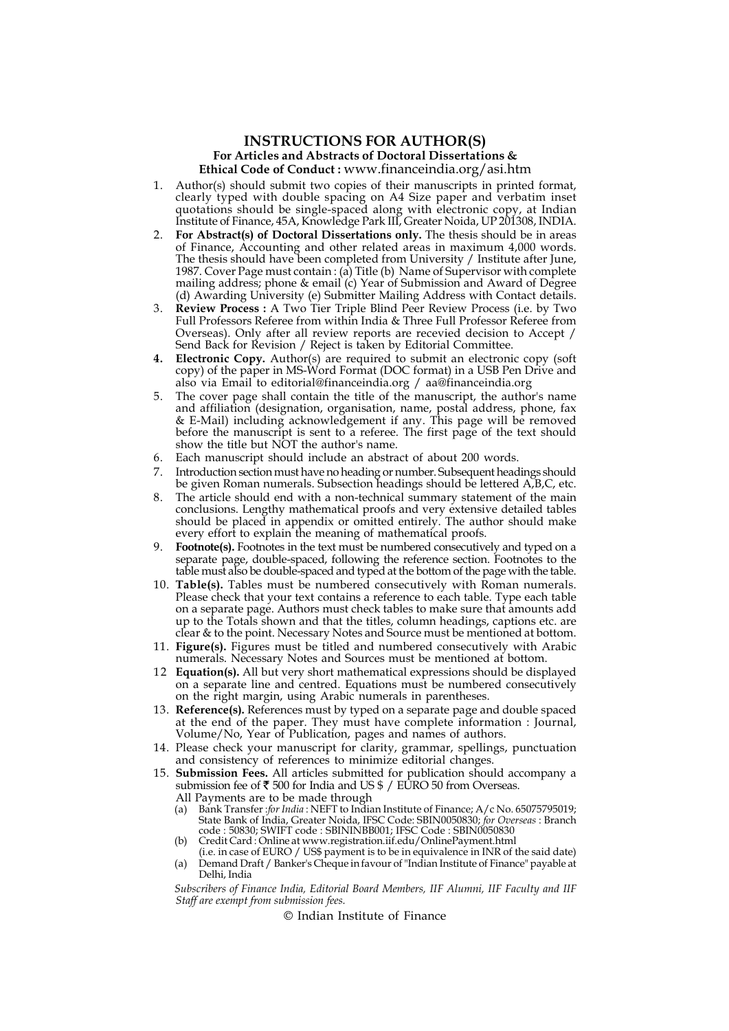# INSTRUCTIONS FOR AUTHOR(S)

**For Articles and Abstracts of Doctoral Dissertations &**
**Ethical Code of Conduct :** www.financeindia.org/asi.htm

1. Author(s) should submit two copies of their manuscripts in printed format, clearly typed with double spacing on A4 Size paper and verbatim inset quotations should be single-spaced along with electronic copy, at Indian Institute of Finance, 45A, Knowledge Park III, Greater Noida, UP 201308, INDIA.
2. **For Abstract(s) of Doctoral Dissertations only.** The thesis should be in areas of Finance, Accounting and other related areas in maximum 4,000 words. The thesis should have been completed from University / Institute after June, 1987. Cover Page must contain : (a) Title (b) Name of Supervisor with complete mailing address; phone & email (c) Year of Submission and Award of Degree (d) Awarding University (e) Submitter Mailing Address with Contact details.
3. **Review Process :** A Two Tier Triple Blind Peer Review Process (i.e. by Two Full Professors Referee from within India & Three Full Professor Referee from Overseas). Only after all review reports are recevied decision to Accept / Send Back for Revision / Reject is taken by Editorial Committee.
4. **Electronic Copy.** Author(s) are required to submit an electronic copy (soft copy) of the paper in MS-Word Format (DOC format) in a USB Pen Drive and also via Email to editorial@financeindia.org / aa@financeindia.org
5. The cover page shall contain the title of the manuscript, the author's name and affiliation (designation, organisation, name, postal address, phone, fax & E-Mail) including acknowledgement if any. This page will be removed before the manuscript is sent to a referee. The first page of the text should show the title but NOT the author's name.
6. Each manuscript should include an abstract of about 200 words.
7. Introduction section must have no heading or number. Subsequent headings should be given Roman numerals. Subsection headings should be lettered A,B,C, etc.
8. The article should end with a non-technical summary statement of the main conclusions. Lengthy mathematical proofs and very extensive detailed tables should be placed in appendix or omitted entirely. The author should make every effort to explain the meaning of mathematical proofs.
9. **Footnote(s).** Footnotes in the text must be numbered consecutively and typed on a separate page, double-spaced, following the reference section. Footnotes to the table must also be double-spaced and typed at the bottom of the page with the table.
10. **Table(s).** Tables must be numbered consecutively with Roman numerals. Please check that your text contains a reference to each table. Type each table on a separate page. Authors must check tables to make sure that amounts add up to the Totals shown and that the titles, column headings, captions etc. are clear & to the point. Necessary Notes and Source must be mentioned at bottom.
11. **Figure(s).** Figures must be titled and numbered consecutively with Arabic numerals. Necessary Notes and Sources must be mentioned at bottom.
12. **Equation(s).** All but very short mathematical expressions should be displayed on a separate line and centred. Equations must be numbered consecutively on the right margin, using Arabic numerals in parentheses.
13. **Reference(s).** References must by typed on a separate page and double spaced at the end of the paper. They must have complete information : Journal, Volume/No, Year of Publication, pages and names of authors.
14. Please check your manuscript for clarity, grammar, spellings, punctuation and consistency of references to minimize editorial changes.
15. **Submission Fees.** All articles submitted for publication should accompany a submission fee of ₹ 500 for India and US $ / EURO 50 from Overseas.
    All Payments are to be made through
    (a) Bank Transfer :*for India* : NEFT to Indian Institute of Finance; A/c No. 65075795019; State Bank of India, Greater Noida, IFSC Code: SBIN0050830; *for Overseas* : Branch code : 50830; SWIFT code : SBININBB001; IFSC Code : SBIN0050830
    (b) Credit Card : Online at www.registration.iif.edu/OnlinePayment.html
    (i.e. in case of EURO / US$ payment is to be in equivalence in INR of the said date)
    (a) Demand Draft / Banker's Cheque in favour of "Indian Institute of Finance" payable at Delhi, India

    *Subscribers of Finance India, Editorial Board Members, IIF Alumni, IIF Faculty and IIF Staff are exempt from submission fees.*

© Indian Institute of Finance